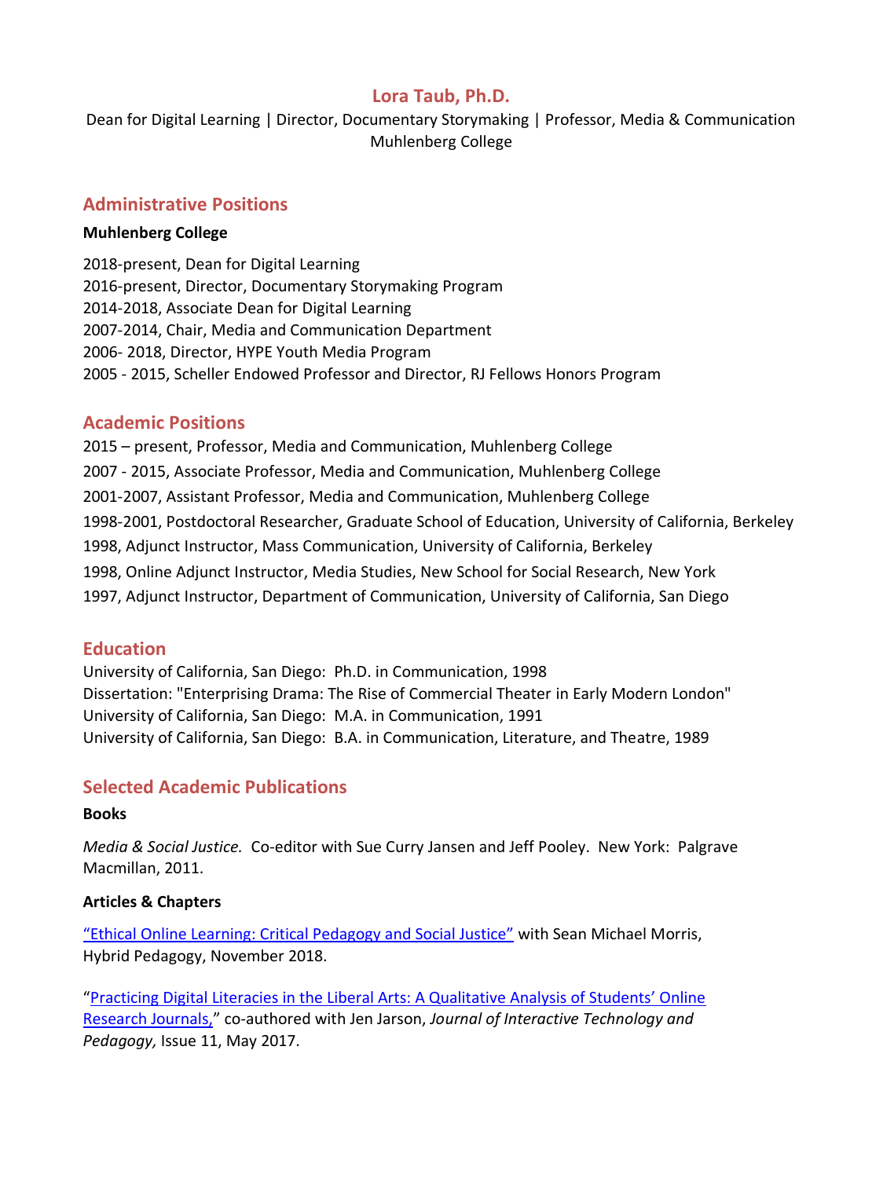# Lora Taub, Ph.D.

Dean for Digital Learning | Director, Documentary Storymaking | Professor, Media & Communication
Muhlenberg College

## Administrative Positions

**Muhlenberg College**

2018-present, Dean for Digital Learning
2016-present, Director, Documentary Storymaking Program
2014-2018, Associate Dean for Digital Learning
2007-2014, Chair, Media and Communication Department
2006- 2018, Director, HYPE Youth Media Program
2005 - 2015, Scheller Endowed Professor and Director, RJ Fellows Honors Program

## Academic Positions

2015 – present, Professor, Media and Communication, Muhlenberg College
2007 - 2015, Associate Professor, Media and Communication, Muhlenberg College
2001-2007, Assistant Professor, Media and Communication, Muhlenberg College
1998-2001, Postdoctoral Researcher, Graduate School of Education, University of California, Berkeley
1998, Adjunct Instructor, Mass Communication, University of California, Berkeley
1998, Online Adjunct Instructor, Media Studies, New School for Social Research, New York
1997, Adjunct Instructor, Department of Communication, University of California, San Diego

## Education

University of California, San Diego: Ph.D. in Communication, 1998
Dissertation: "Enterprising Drama: The Rise of Commercial Theater in Early Modern London"
University of California, San Diego: M.A. in Communication, 1991
University of California, San Diego: B.A. in Communication, Literature, and Theatre, 1989

## Selected Academic Publications

**Books**

*Media & Social Justice.* Co-editor with Sue Curry Jansen and Jeff Pooley. New York: Palgrave Macmillan, 2011.

**Articles & Chapters**

"Ethical Online Learning: Critical Pedagogy and Social Justice" with Sean Michael Morris, Hybrid Pedagogy, November 2018.

"Practicing Digital Literacies in the Liberal Arts: A Qualitative Analysis of Students' Online Research Journals," co-authored with Jen Jarson, *Journal of Interactive Technology and Pedagogy,* Issue 11, May 2017.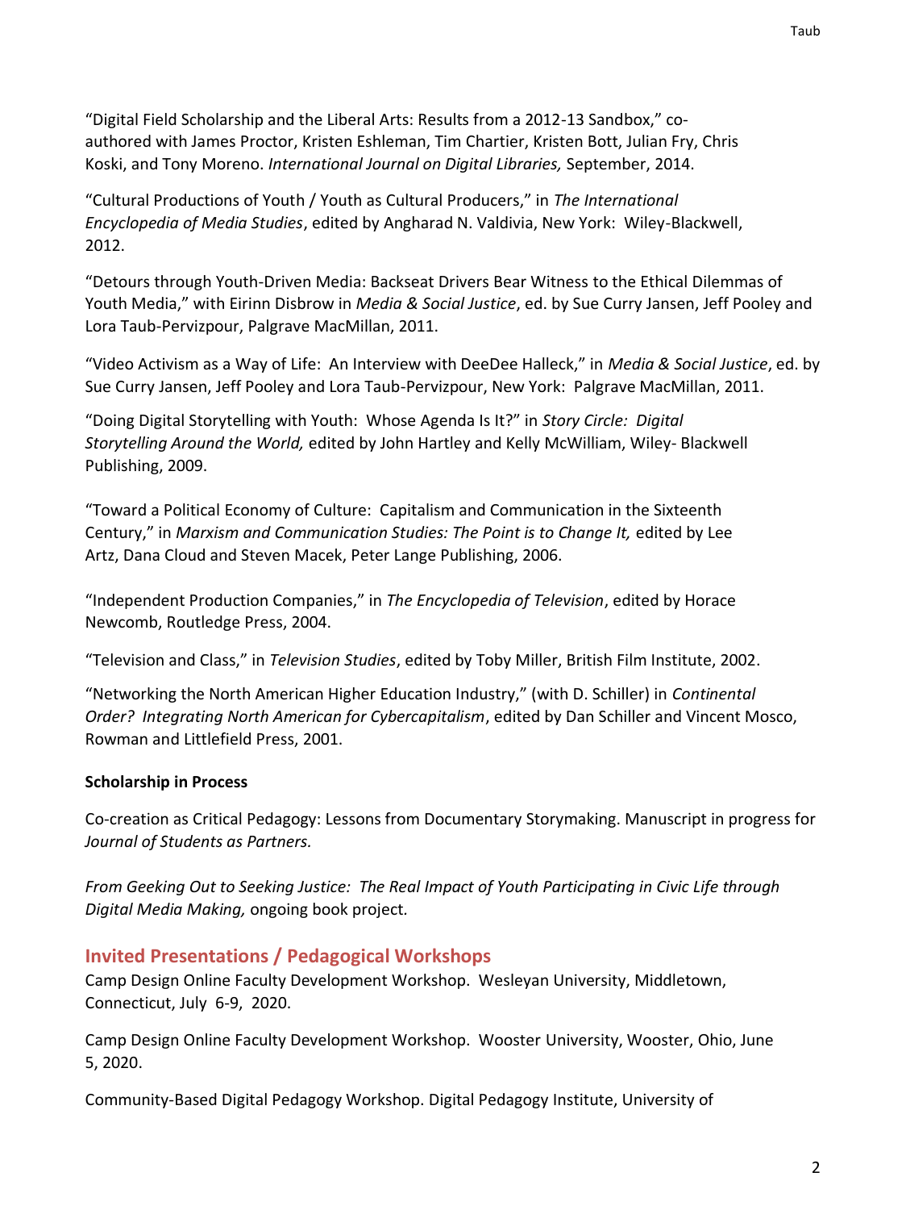"Digital Field Scholarship and the Liberal Arts: Results from a 2012-13 Sandbox," co-authored with James Proctor, Kristen Eshleman, Tim Chartier, Kristen Bott, Julian Fry, Chris Koski, and Tony Moreno. *International Journal on Digital Libraries,* September, 2014.

"Cultural Productions of Youth / Youth as Cultural Producers," in *The International Encyclopedia of Media Studies*, edited by Angharad N. Valdivia, New York: Wiley-Blackwell, 2012.

"Detours through Youth-Driven Media: Backseat Drivers Bear Witness to the Ethical Dilemmas of Youth Media," with Eirinn Disbrow in *Media & Social Justice*, ed. by Sue Curry Jansen, Jeff Pooley and Lora Taub-Pervizpour, Palgrave MacMillan, 2011.

"Video Activism as a Way of Life: An Interview with DeeDee Halleck," in *Media & Social Justice*, ed. by Sue Curry Jansen, Jeff Pooley and Lora Taub-Pervizpour, New York: Palgrave MacMillan, 2011.

"Doing Digital Storytelling with Youth: Whose Agenda Is It?" in *Story Circle: Digital Storytelling Around the World,* edited by John Hartley and Kelly McWilliam, Wiley- Blackwell Publishing, 2009.

"Toward a Political Economy of Culture: Capitalism and Communication in the Sixteenth Century," in *Marxism and Communication Studies: The Point is to Change It,* edited by Lee Artz, Dana Cloud and Steven Macek, Peter Lange Publishing, 2006.

"Independent Production Companies," in *The Encyclopedia of Television*, edited by Horace Newcomb, Routledge Press, 2004.

"Television and Class," in *Television Studies*, edited by Toby Miller, British Film Institute, 2002.

"Networking the North American Higher Education Industry," (with D. Schiller) in *Continental Order? Integrating North American for Cybercapitalism*, edited by Dan Schiller and Vincent Mosco, Rowman and Littlefield Press, 2001.

**Scholarship in Process**

Co-creation as Critical Pedagogy: Lessons from Documentary Storymaking. Manuscript in progress for *Journal of Students as Partners.*

*From Geeking Out to Seeking Justice: The Real Impact of Youth Participating in Civic Life through Digital Media Making,* ongoing book project.

## Invited Presentations / Pedagogical Workshops

Camp Design Online Faculty Development Workshop. Wesleyan University, Middletown, Connecticut, July 6-9, 2020.

Camp Design Online Faculty Development Workshop. Wooster University, Wooster, Ohio, June 5, 2020.

Community-Based Digital Pedagogy Workshop. Digital Pedagogy Institute, University of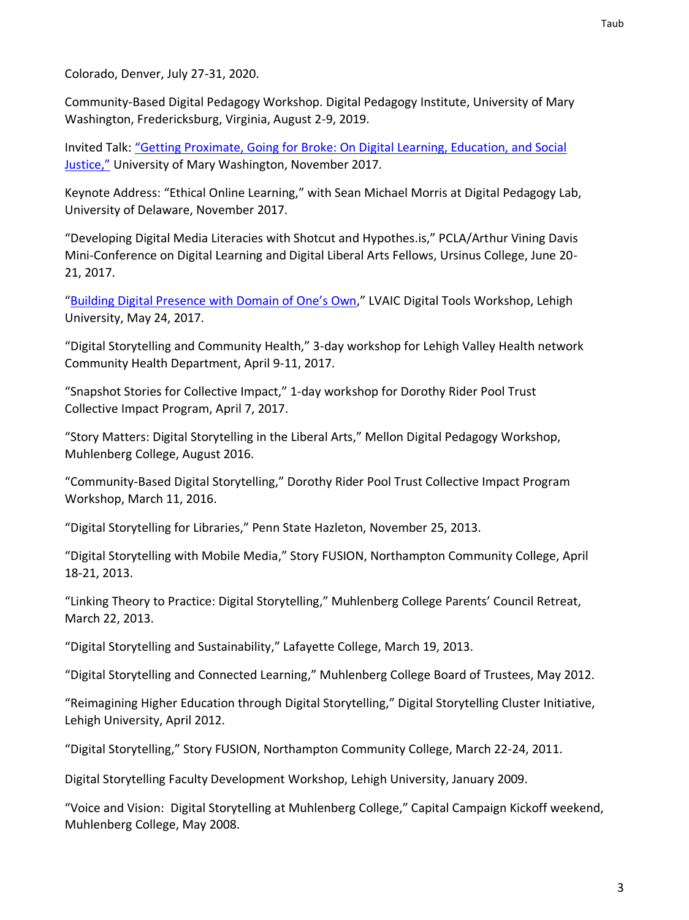Colorado, Denver, July 27-31, 2020.

Community-Based Digital Pedagogy Workshop. Digital Pedagogy Institute, University of Mary Washington, Fredericksburg, Virginia, August 2-9, 2019.

Invited Talk: "Getting Proximate, Going for Broke: On Digital Learning, Education, and Social Justice," University of Mary Washington, November 2017.

Keynote Address: "Ethical Online Learning," with Sean Michael Morris at Digital Pedagogy Lab, University of Delaware, November 2017.

"Developing Digital Media Literacies with Shotcut and Hypothes.is," PCLA/Arthur Vining Davis Mini-Conference on Digital Learning and Digital Liberal Arts Fellows, Ursinus College, June 20-21, 2017.

"Building Digital Presence with Domain of One's Own," LVAIC Digital Tools Workshop, Lehigh University, May 24, 2017.

"Digital Storytelling and Community Health," 3-day workshop for Lehigh Valley Health network Community Health Department, April 9-11, 2017.

"Snapshot Stories for Collective Impact," 1-day workshop for Dorothy Rider Pool Trust Collective Impact Program, April 7, 2017.

"Story Matters: Digital Storytelling in the Liberal Arts," Mellon Digital Pedagogy Workshop, Muhlenberg College, August 2016.

"Community-Based Digital Storytelling," Dorothy Rider Pool Trust Collective Impact Program Workshop, March 11, 2016.

"Digital Storytelling for Libraries," Penn State Hazleton, November 25, 2013.

"Digital Storytelling with Mobile Media," Story FUSION, Northampton Community College, April 18-21, 2013.

"Linking Theory to Practice: Digital Storytelling," Muhlenberg College Parents' Council Retreat, March 22, 2013.

"Digital Storytelling and Sustainability," Lafayette College, March 19, 2013.

"Digital Storytelling and Connected Learning," Muhlenberg College Board of Trustees, May 2012.

"Reimagining Higher Education through Digital Storytelling," Digital Storytelling Cluster Initiative, Lehigh University, April 2012.

"Digital Storytelling," Story FUSION, Northampton Community College, March 22-24, 2011.

Digital Storytelling Faculty Development Workshop, Lehigh University, January 2009.

"Voice and Vision: Digital Storytelling at Muhlenberg College," Capital Campaign Kickoff weekend, Muhlenberg College, May 2008.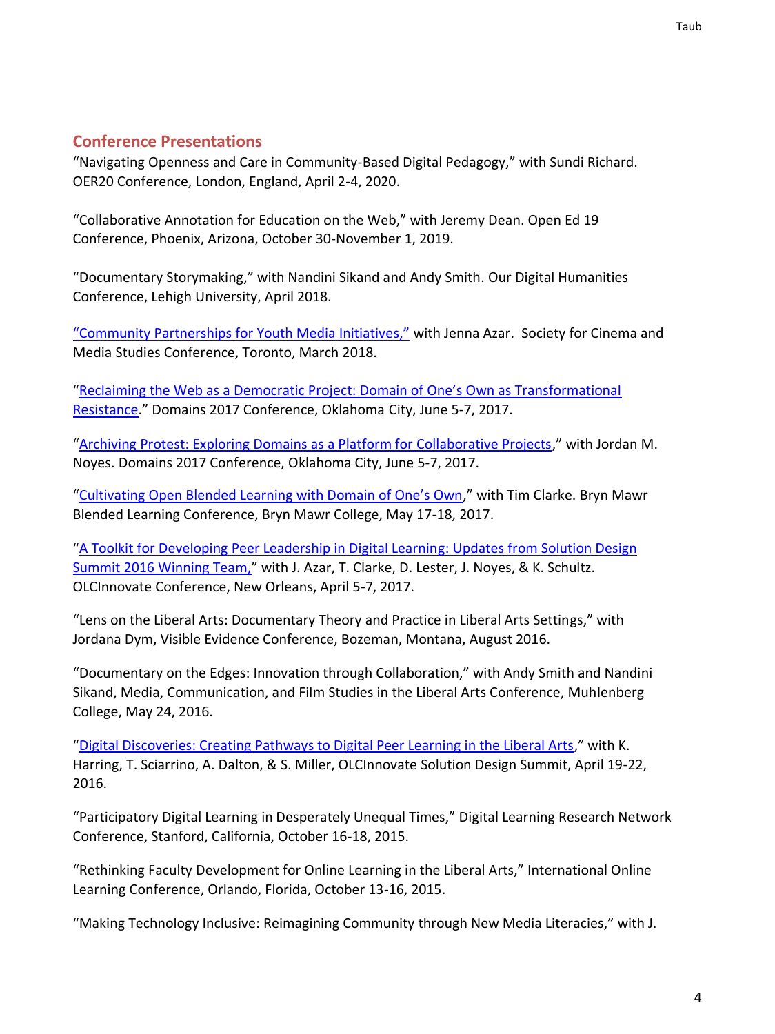## Conference Presentations

"Navigating Openness and Care in Community-Based Digital Pedagogy," with Sundi Richard. OER20 Conference, London, England, April 2-4, 2020.

"Collaborative Annotation for Education on the Web," with Jeremy Dean. Open Ed 19 Conference, Phoenix, Arizona, October 30-November 1, 2019.

"Documentary Storymaking," with Nandini Sikand and Andy Smith. Our Digital Humanities Conference, Lehigh University, April 2018.

"Community Partnerships for Youth Media Initiatives," with Jenna Azar. Society for Cinema and Media Studies Conference, Toronto, March 2018.

"Reclaiming the Web as a Democratic Project: Domain of One's Own as Transformational Resistance." Domains 2017 Conference, Oklahoma City, June 5-7, 2017.

"Archiving Protest: Exploring Domains as a Platform for Collaborative Projects," with Jordan M. Noyes. Domains 2017 Conference, Oklahoma City, June 5-7, 2017.

"Cultivating Open Blended Learning with Domain of One's Own," with Tim Clarke. Bryn Mawr Blended Learning Conference, Bryn Mawr College, May 17-18, 2017.

"A Toolkit for Developing Peer Leadership in Digital Learning: Updates from Solution Design Summit 2016 Winning Team," with J. Azar, T. Clarke, D. Lester, J. Noyes, & K. Schultz. OLCInnovate Conference, New Orleans, April 5-7, 2017.

"Lens on the Liberal Arts: Documentary Theory and Practice in Liberal Arts Settings," with Jordana Dym, Visible Evidence Conference, Bozeman, Montana, August 2016.

"Documentary on the Edges: Innovation through Collaboration," with Andy Smith and Nandini Sikand, Media, Communication, and Film Studies in the Liberal Arts Conference, Muhlenberg College, May 24, 2016.

"Digital Discoveries: Creating Pathways to Digital Peer Learning in the Liberal Arts," with K. Harring, T. Sciarrino, A. Dalton, & S. Miller, OLCInnovate Solution Design Summit, April 19-22, 2016.

"Participatory Digital Learning in Desperately Unequal Times," Digital Learning Research Network Conference, Stanford, California, October 16-18, 2015.

"Rethinking Faculty Development for Online Learning in the Liberal Arts," International Online Learning Conference, Orlando, Florida, October 13-16, 2015.

"Making Technology Inclusive: Reimagining Community through New Media Literacies," with J.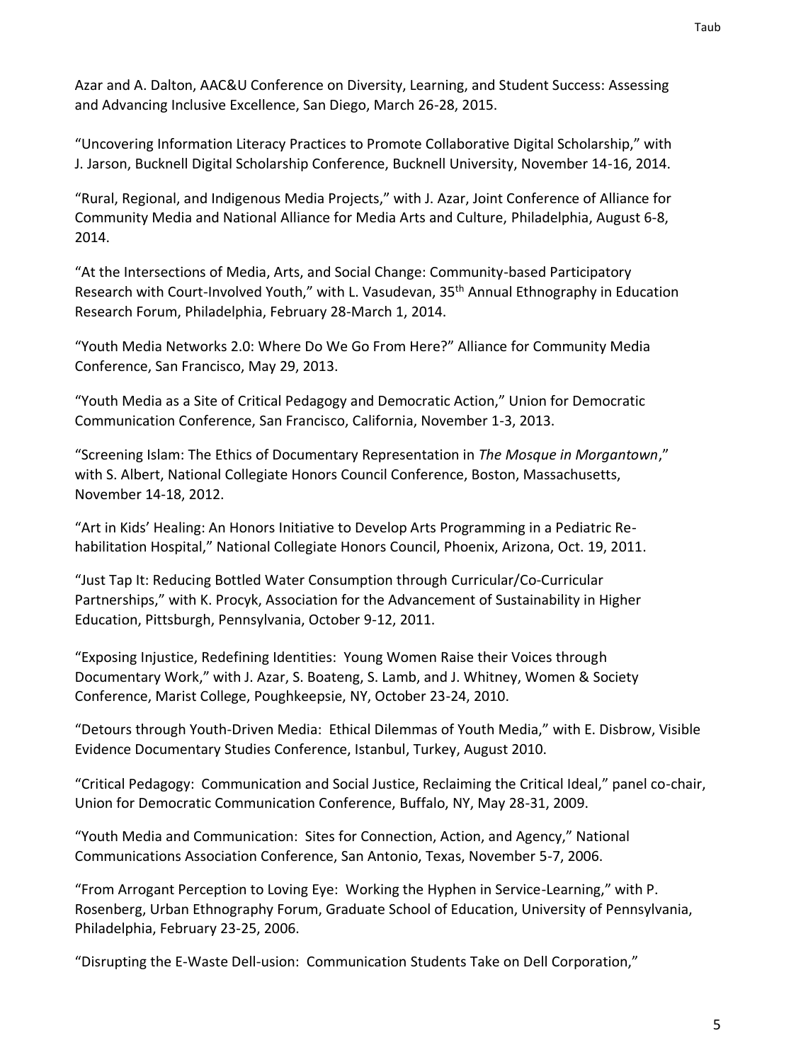Azar and A. Dalton, AAC&U Conference on Diversity, Learning, and Student Success: Assessing and Advancing Inclusive Excellence, San Diego, March 26-28, 2015.

"Uncovering Information Literacy Practices to Promote Collaborative Digital Scholarship," with J. Jarson, Bucknell Digital Scholarship Conference, Bucknell University, November 14-16, 2014.

"Rural, Regional, and Indigenous Media Projects," with J. Azar, Joint Conference of Alliance for Community Media and National Alliance for Media Arts and Culture, Philadelphia, August 6-8, 2014.

"At the Intersections of Media, Arts, and Social Change: Community-based Participatory Research with Court-Involved Youth," with L. Vasudevan, 35th Annual Ethnography in Education Research Forum, Philadelphia, February 28-March 1, 2014.

"Youth Media Networks 2.0: Where Do We Go From Here?" Alliance for Community Media Conference, San Francisco, May 29, 2013.

"Youth Media as a Site of Critical Pedagogy and Democratic Action," Union for Democratic Communication Conference, San Francisco, California, November 1-3, 2013.

"Screening Islam: The Ethics of Documentary Representation in *The Mosque in Morgantown*," with S. Albert, National Collegiate Honors Council Conference, Boston, Massachusetts, November 14-18, 2012.

"Art in Kids' Healing: An Honors Initiative to Develop Arts Programming in a Pediatric Re-habilitation Hospital," National Collegiate Honors Council, Phoenix, Arizona, Oct. 19, 2011.

"Just Tap It: Reducing Bottled Water Consumption through Curricular/Co-Curricular Partnerships," with K. Procyk, Association for the Advancement of Sustainability in Higher Education, Pittsburgh, Pennsylvania, October 9-12, 2011.

"Exposing Injustice, Redefining Identities: Young Women Raise their Voices through Documentary Work," with J. Azar, S. Boateng, S. Lamb, and J. Whitney, Women & Society Conference, Marist College, Poughkeepsie, NY, October 23-24, 2010.

"Detours through Youth-Driven Media: Ethical Dilemmas of Youth Media," with E. Disbrow, Visible Evidence Documentary Studies Conference, Istanbul, Turkey, August 2010.

"Critical Pedagogy: Communication and Social Justice, Reclaiming the Critical Ideal," panel co-chair, Union for Democratic Communication Conference, Buffalo, NY, May 28-31, 2009.

"Youth Media and Communication: Sites for Connection, Action, and Agency," National Communications Association Conference, San Antonio, Texas, November 5-7, 2006.

"From Arrogant Perception to Loving Eye: Working the Hyphen in Service-Learning," with P. Rosenberg, Urban Ethnography Forum, Graduate School of Education, University of Pennsylvania, Philadelphia, February 23-25, 2006.

"Disrupting the E-Waste Dell-usion: Communication Students Take on Dell Corporation,"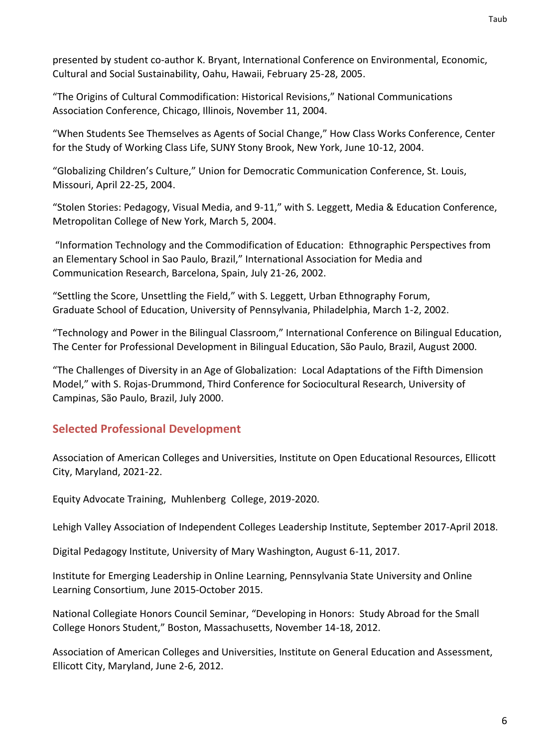presented by student co-author K. Bryant, International Conference on Environmental, Economic, Cultural and Social Sustainability, Oahu, Hawaii, February 25-28, 2005.

"The Origins of Cultural Commodification: Historical Revisions," National Communications Association Conference, Chicago, Illinois, November 11, 2004.

"When Students See Themselves as Agents of Social Change," How Class Works Conference, Center for the Study of Working Class Life, SUNY Stony Brook, New York, June 10-12, 2004.

"Globalizing Children's Culture," Union for Democratic Communication Conference, St. Louis, Missouri, April 22-25, 2004.

"Stolen Stories: Pedagogy, Visual Media, and 9-11," with S. Leggett, Media & Education Conference, Metropolitan College of New York, March 5, 2004.

"Information Technology and the Commodification of Education: Ethnographic Perspectives from an Elementary School in Sao Paulo, Brazil," International Association for Media and Communication Research, Barcelona, Spain, July 21-26, 2002.

"Settling the Score, Unsettling the Field," with S. Leggett, Urban Ethnography Forum, Graduate School of Education, University of Pennsylvania, Philadelphia, March 1-2, 2002.

"Technology and Power in the Bilingual Classroom," International Conference on Bilingual Education, The Center for Professional Development in Bilingual Education, São Paulo, Brazil, August 2000.

"The Challenges of Diversity in an Age of Globalization: Local Adaptations of the Fifth Dimension Model," with S. Rojas-Drummond, Third Conference for Sociocultural Research, University of Campinas, São Paulo, Brazil, July 2000.

## Selected Professional Development

Association of American Colleges and Universities, Institute on Open Educational Resources, Ellicott City, Maryland, 2021-22.

Equity Advocate Training, Muhlenberg College, 2019-2020.

Lehigh Valley Association of Independent Colleges Leadership Institute, September 2017-April 2018.

Digital Pedagogy Institute, University of Mary Washington, August 6-11, 2017.

Institute for Emerging Leadership in Online Learning, Pennsylvania State University and Online Learning Consortium, June 2015-October 2015.

National Collegiate Honors Council Seminar, "Developing in Honors: Study Abroad for the Small College Honors Student," Boston, Massachusetts, November 14-18, 2012.

Association of American Colleges and Universities, Institute on General Education and Assessment, Ellicott City, Maryland, June 2-6, 2012.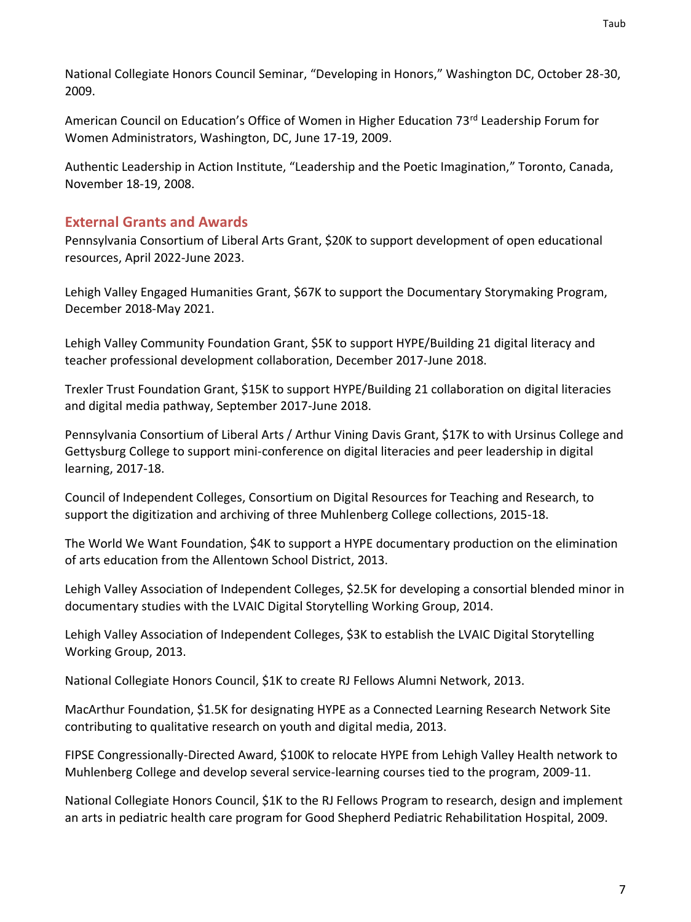National Collegiate Honors Council Seminar, "Developing in Honors," Washington DC, October 28-30, 2009.

American Council on Education's Office of Women in Higher Education 73rd Leadership Forum for Women Administrators, Washington, DC, June 17-19, 2009.

Authentic Leadership in Action Institute, "Leadership and the Poetic Imagination," Toronto, Canada, November 18-19, 2008.

## External Grants and Awards

Pennsylvania Consortium of Liberal Arts Grant, $20K to support development of open educational resources, April 2022-June 2023.

Lehigh Valley Engaged Humanities Grant, $67K to support the Documentary Storymaking Program, December 2018-May 2021.

Lehigh Valley Community Foundation Grant, $5K to support HYPE/Building 21 digital literacy and teacher professional development collaboration, December 2017-June 2018.

Trexler Trust Foundation Grant, $15K to support HYPE/Building 21 collaboration on digital literacies and digital media pathway, September 2017-June 2018.

Pennsylvania Consortium of Liberal Arts / Arthur Vining Davis Grant, $17K to with Ursinus College and Gettysburg College to support mini-conference on digital literacies and peer leadership in digital learning, 2017-18.

Council of Independent Colleges, Consortium on Digital Resources for Teaching and Research, to support the digitization and archiving of three Muhlenberg College collections, 2015-18.

The World We Want Foundation, $4K to support a HYPE documentary production on the elimination of arts education from the Allentown School District, 2013.

Lehigh Valley Association of Independent Colleges, $2.5K for developing a consortial blended minor in documentary studies with the LVAIC Digital Storytelling Working Group, 2014.

Lehigh Valley Association of Independent Colleges, $3K to establish the LVAIC Digital Storytelling Working Group, 2013.

National Collegiate Honors Council, $1K to create RJ Fellows Alumni Network, 2013.

MacArthur Foundation, $1.5K for designating HYPE as a Connected Learning Research Network Site contributing to qualitative research on youth and digital media, 2013.

FIPSE Congressionally-Directed Award, $100K to relocate HYPE from Lehigh Valley Health network to Muhlenberg College and develop several service-learning courses tied to the program, 2009-11.

National Collegiate Honors Council, $1K to the RJ Fellows Program to research, design and implement an arts in pediatric health care program for Good Shepherd Pediatric Rehabilitation Hospital, 2009.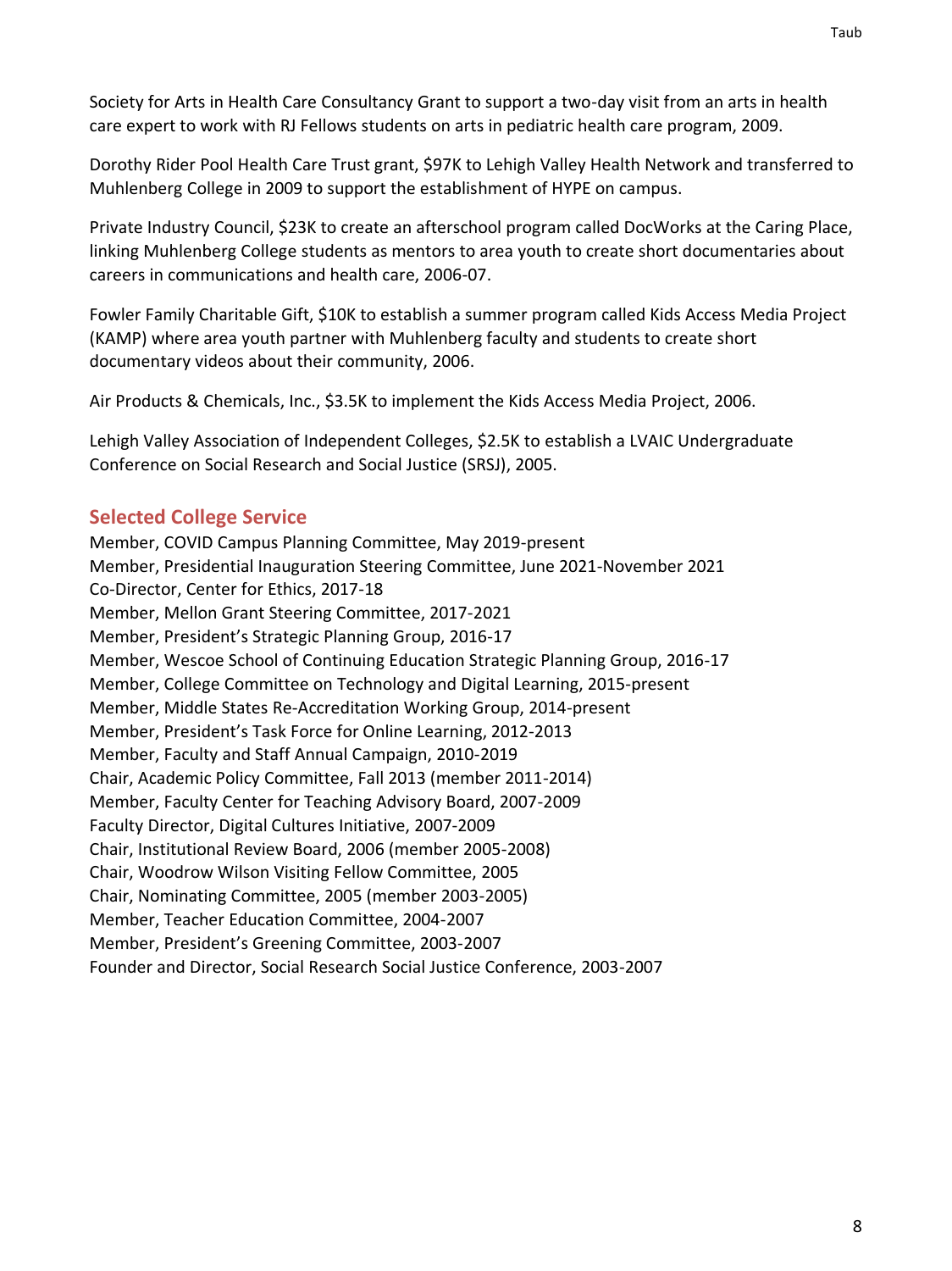Society for Arts in Health Care Consultancy Grant to support a two-day visit from an arts in health care expert to work with RJ Fellows students on arts in pediatric health care program, 2009.

Dorothy Rider Pool Health Care Trust grant, $97K to Lehigh Valley Health Network and transferred to Muhlenberg College in 2009 to support the establishment of HYPE on campus.

Private Industry Council, $23K to create an afterschool program called DocWorks at the Caring Place, linking Muhlenberg College students as mentors to area youth to create short documentaries about careers in communications and health care, 2006-07.

Fowler Family Charitable Gift, $10K to establish a summer program called Kids Access Media Project (KAMP) where area youth partner with Muhlenberg faculty and students to create short documentary videos about their community, 2006.

Air Products & Chemicals, Inc., $3.5K to implement the Kids Access Media Project, 2006.

Lehigh Valley Association of Independent Colleges, $2.5K to establish a LVAIC Undergraduate Conference on Social Research and Social Justice (SRSJ), 2005.

## Selected College Service

Member, COVID Campus Planning Committee, May 2019-present
Member, Presidential Inauguration Steering Committee, June 2021-November 2021
Co-Director, Center for Ethics, 2017-18
Member, Mellon Grant Steering Committee, 2017-2021
Member, President's Strategic Planning Group, 2016-17
Member, Wescoe School of Continuing Education Strategic Planning Group, 2016-17
Member, College Committee on Technology and Digital Learning, 2015-present
Member, Middle States Re-Accreditation Working Group, 2014-present
Member, President's Task Force for Online Learning, 2012-2013
Member, Faculty and Staff Annual Campaign, 2010-2019
Chair, Academic Policy Committee, Fall 2013 (member 2011-2014)
Member, Faculty Center for Teaching Advisory Board, 2007-2009
Faculty Director, Digital Cultures Initiative, 2007-2009
Chair, Institutional Review Board, 2006 (member 2005-2008)
Chair, Woodrow Wilson Visiting Fellow Committee, 2005
Chair, Nominating Committee, 2005 (member 2003-2005)
Member, Teacher Education Committee, 2004-2007
Member, President's Greening Committee, 2003-2007
Founder and Director, Social Research Social Justice Conference, 2003-2007